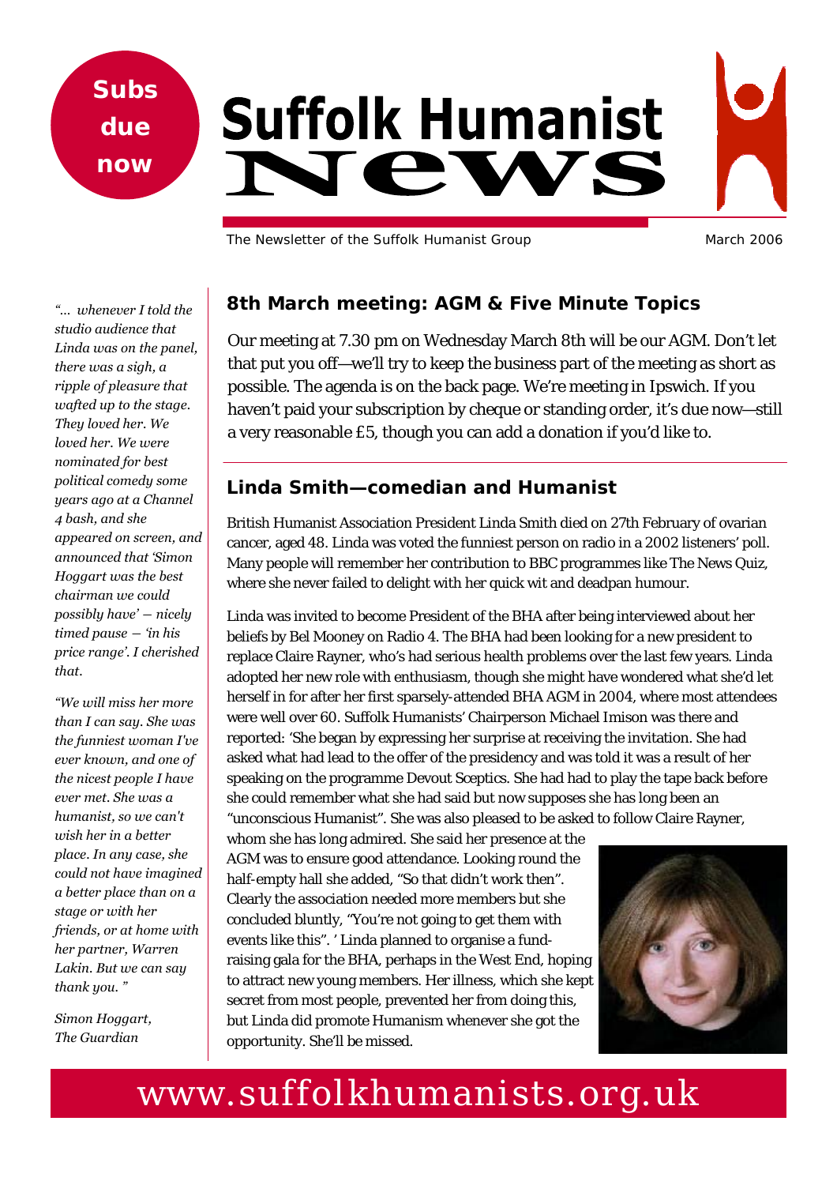**Subs due now**

# Suffolk Humanist News

The Newsletter of the Suffolk Humanist Group

March 2006

## 8th March meeting: AGM & Five Minute Topics

Our meeting at 7.30 pm on Wednesday March 8th will be our AGM. Don't let that put you off—we'll try to keep the business part of the meeting as short as possible. The agenda is on the back page. We're meeting in Ipswich. If you haven't paid your subscription by cheque or standing order, it's due now—still a very reasonable £5, though you can add a donation if you'd like to.

## Linda Smith—comedian and Humanist

British Humanist Association President Linda Smith died on 27th February of ovarian cancer, aged 48. Linda was voted the funniest person on radio in a 2002 listeners' poll. Many people will remember her contribution to BBC programmes like The News Quiz, where she never failed to delight with her quick wit and deadpan humour.

Linda was invited to become President of the BHA after being interviewed about her beliefs by Bel Mooney on Radio 4. The BHA had been looking for a new president to replace Claire Rayner, who's had serious health problems over the last few years. Linda adopted her new role with enthusiasm, though she might have wondered what she'd let herself in for after her first sparsely-attended BHA AGM in 2004, where most attendees were well over 60. Suffolk Humanists' Chairperson Michael Imison was there and reported: 'She began by expressing her surprise at receiving the invitation. She had asked what had lead to the offer of the presidency and was told it was a result of her speaking on the programme Devout Sceptics. She had had to play the tape back before she could remember what she had said but now supposes she has long been an "unconscious Humanist". She was also pleased to be asked to follow Claire Rayner, whom she has long admired. She said her presence at the AGM was to ensure good attendance. Looking round the half-empty hall she added, "So that didn't work then". Clearly the association needed more members but she concluded bluntly, "You're not going to get them with events like this". ' Linda planned to organise a fund-raising gala for the BHA, perhaps in the West End, hoping to attract new young members. Her illness, which she kept secret from most people, prevented her from doing this, but Linda did promote Humanism whenever she got the opportunity. She'll be missed.

*"... whenever I told the studio audience that Linda was on the panel, there was a sigh, a ripple of pleasure that wafted up to the stage. They loved her. We loved her. We were nominated for best political comedy some years ago at a Channel 4 bash, and she appeared on screen, and announced that 'Simon Hoggart was the best chairman we could possibly have' — nicely timed pause — 'in his price range'. I cherished that.*

*"We will miss her more than I can say. She was the funniest woman I've ever known, and one of the nicest people I have ever met. She was a humanist, so we can't wish her in a better place. In any case, she could not have imagined a better place than on a stage or with her friends, or at home with her partner, Warren Lakin. But we can say thank you. "*

*Simon Hoggart, The Guardian*

www.suffolkhumanists.org.uk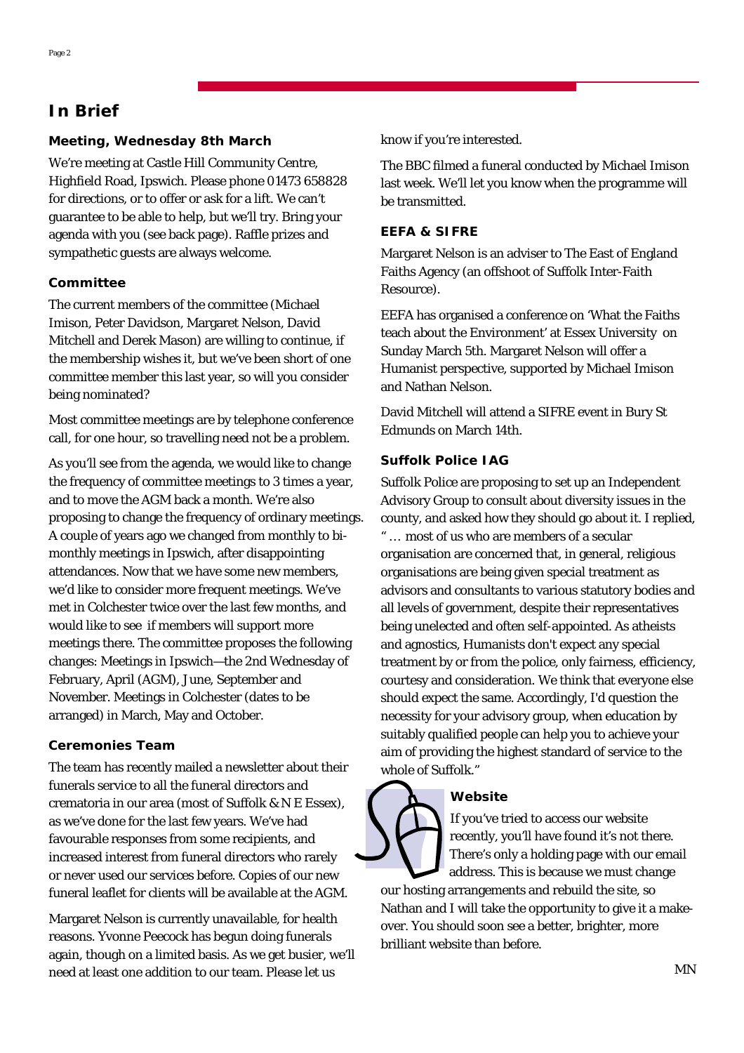# In Brief

### Meeting, Wednesday 8th March

We're meeting at Castle Hill Community Centre, Highfield Road, Ipswich. Please phone 01473 658828 for directions, or to offer or ask for a lift. We can't guarantee to be able to help, but we'll try. Bring your agenda with you (see back page). Raffle prizes and sympathetic guests are always welcome.

### Committee

The current members of the committee (Michael Imison, Peter Davidson, Margaret Nelson, David Mitchell and Derek Mason) are willing to continue, if the membership wishes it, but we've been short of one committee member this last year, so will you consider being nominated?

Most committee meetings are by telephone conference call, for one hour, so travelling need not be a problem.

As you'll see from the agenda, we would like to change the frequency of committee meetings to 3 times a year, and to move the AGM back a month. We're also proposing to change the frequency of ordinary meetings. A couple of years ago we changed from monthly to bi-monthly meetings in Ipswich, after disappointing attendances. Now that we have some new members, we'd like to consider more frequent meetings. We've met in Colchester twice over the last few months, and would like to see if members will support more meetings there. The committee proposes the following changes: Meetings in Ipswich—the 2nd Wednesday of February, April (AGM), June, September and November. Meetings in Colchester (dates to be arranged) in March, May and October.

### Ceremonies Team

The team has recently mailed a newsletter about their funerals service to all the funeral directors and crematoria in our area (most of Suffolk & N E Essex), as we've done for the last few years. We've had favourable responses from some recipients, and increased interest from funeral directors who rarely or never used our services before. Copies of our new funeral leaflet for clients will be available at the AGM.

Margaret Nelson is currently unavailable, for health reasons. Yvonne Peecock has begun doing funerals again, though on a limited basis. As we get busier, we'll need at least one addition to our team. Please let us know if you're interested.

The BBC filmed a funeral conducted by Michael Imison last week. We'll let you know when the programme will be transmitted.

### EEFA & SIFRE

Margaret Nelson is an adviser to The East of England Faiths Agency (an offshoot of Suffolk Inter-Faith Resource).

EEFA has organised a conference on 'What the Faiths teach about the Environment' at Essex University on Sunday March 5th. Margaret Nelson will offer a Humanist perspective, supported by Michael Imison and Nathan Nelson.

David Mitchell will attend a SIFRE event in Bury St Edmunds on March 14th.

### Suffolk Police IAG

Suffolk Police are proposing to set up an Independent Advisory Group to consult about diversity issues in the county, and asked how they should go about it. I replied, " … most of us who are members of a secular organisation are concerned that, in general, religious organisations are being given special treatment as advisors and consultants to various statutory bodies and all levels of government, despite their representatives being unelected and often self-appointed. As atheists and agnostics, Humanists don't expect any special treatment by or from the police, only fairness, efficiency, courtesy and consideration. We think that everyone else should expect the same. Accordingly, I'd question the necessity for your advisory group, when education by suitably qualified people can help you to achieve your aim of providing the highest standard of service to the whole of Suffolk."

### Website

If you've tried to access our website recently, you'll have found it's not there. There's only a holding page with our email address. This is because we must change our hosting arrangements and rebuild the site, so Nathan and I will take the opportunity to give it a make-over. You should soon see a better, brighter, more brilliant website than before.

MN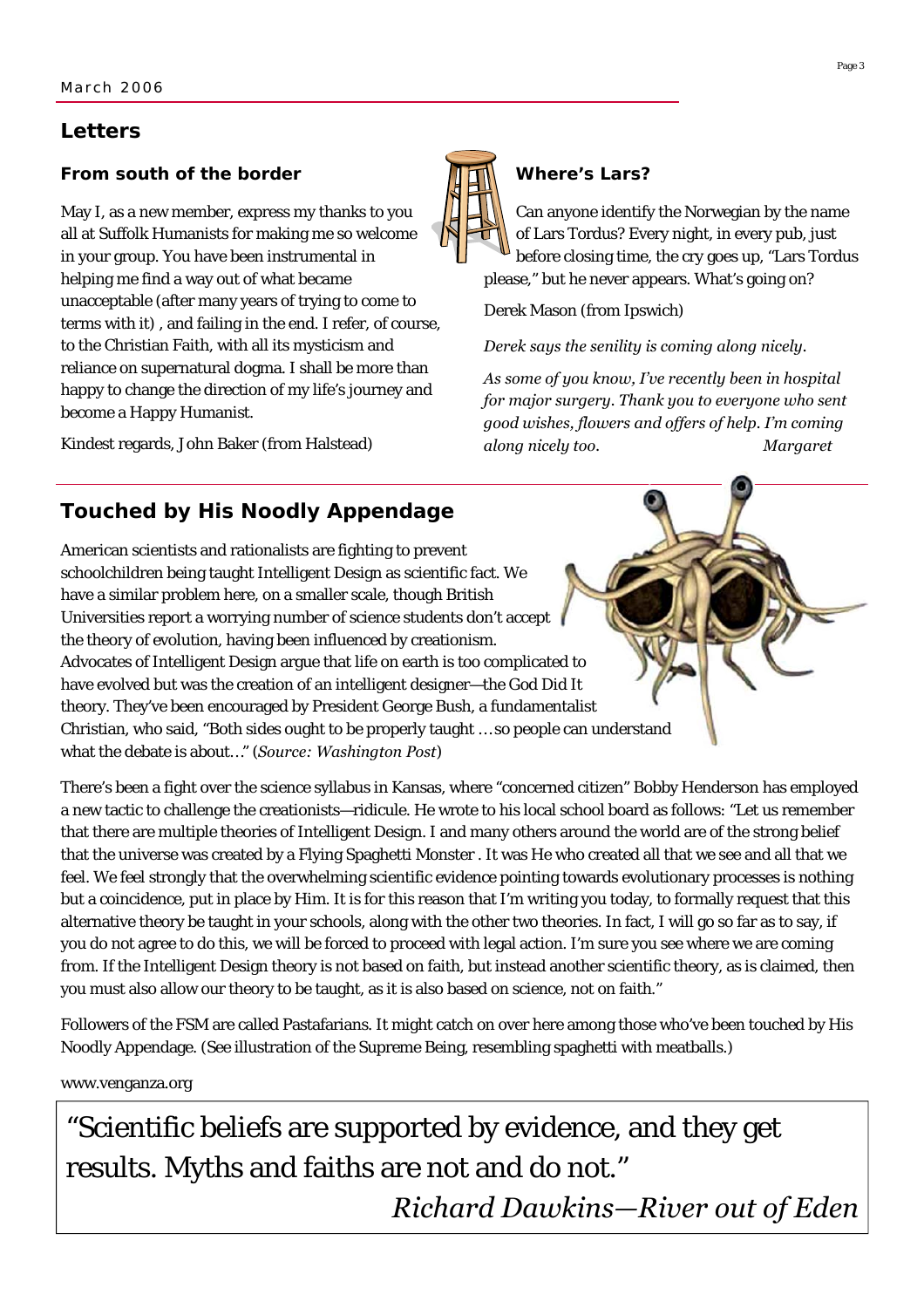## Letters

### From south of the border

May I, as a new member, express my thanks to you all at Suffolk Humanists for making me so welcome in your group. You have been instrumental in helping me find a way out of what became unacceptable (after many years of trying to come to terms with it) , and failing in the end. I refer, of course, to the Christian Faith, with all its mysticism and reliance on supernatural dogma. I shall be more than happy to change the direction of my life's journey and become a Happy Humanist.

Kindest regards, John Baker (from Halstead)

### Where's Lars?

Can anyone identify the Norwegian by the name of Lars Tordus? Every night, in every pub, just before closing time, the cry goes up, "Lars Tordus please," but he never appears. What's going on?

Derek Mason (from Ipswich)

*Derek says the senility is coming along nicely.*

*As some of you know, I've recently been in hospital for major surgery. Thank you to everyone who sent good wishes, flowers and offers of help. I'm coming along nicely too.* *Margaret*

## Touched by His Noodly Appendage

American scientists and rationalists are fighting to prevent schoolchildren being taught Intelligent Design as scientific fact. We have a similar problem here, on a smaller scale, though British Universities report a worrying number of science students don't accept the theory of evolution, having been influenced by creationism. Advocates of Intelligent Design argue that life on earth is too complicated to have evolved but was the creation of an intelligent designer—the God Did It theory. They've been encouraged by President George Bush, a fundamentalist Christian, who said, "Both sides ought to be properly taught … so people can understand what the debate is about…" (*Source: Washington Post*)

There's been a fight over the science syllabus in Kansas, where "concerned citizen" Bobby Henderson has employed a new tactic to challenge the creationists—ridicule. He wrote to his local school board as follows: "Let us remember that there are multiple theories of Intelligent Design. I and many others around the world are of the strong belief that the universe was created by a Flying Spaghetti Monster . It was He who created all that we see and all that we feel. We feel strongly that the overwhelming scientific evidence pointing towards evolutionary processes is nothing but a coincidence, put in place by Him. It is for this reason that I'm writing you today, to formally request that this alternative theory be taught in your schools, along with the other two theories. In fact, I will go so far as to say, if you do not agree to do this, we will be forced to proceed with legal action. I'm sure you see where we are coming from. If the Intelligent Design theory is not based on faith, but instead another scientific theory, as is claimed, then you must also allow our theory to be taught, as it is also based on science, not on faith."

Followers of the FSM are called Pastafarians. It might catch on over here among those who've been touched by His Noodly Appendage. (See illustration of the Supreme Being, resembling spaghetti with meatballs.)

www.venganza.org

> "Scientific beliefs are supported by evidence, and they get results. Myths and faiths are not and do not."
>
> *Richard Dawkins—River out of Eden*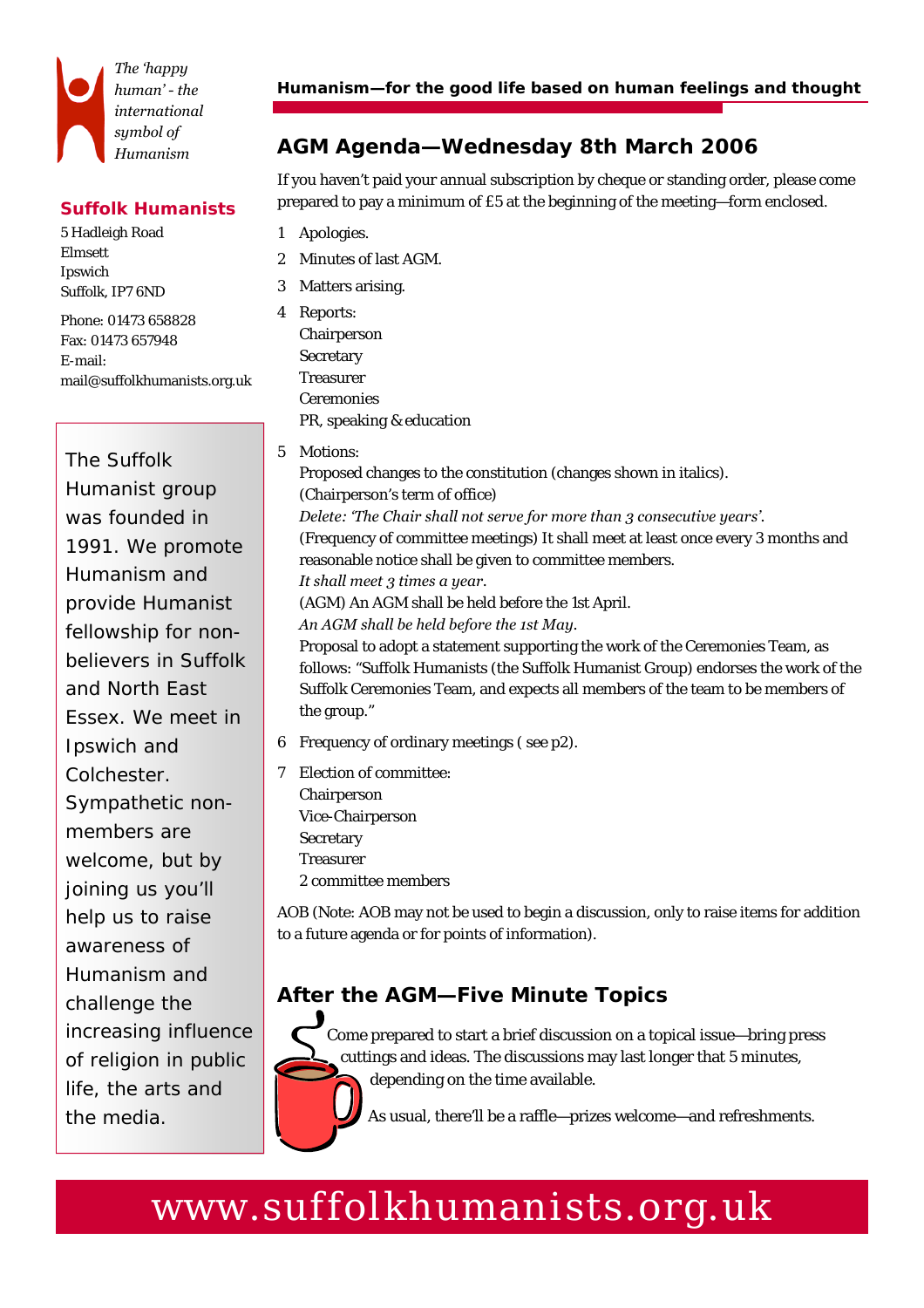*The 'happy human' - the international symbol of Humanism*

## Suffolk Humanists

5 Hadleigh Road
Elmsett
Ipswich
Suffolk, IP7 6ND

Phone: 01473 658828
Fax: 01473 657948
E-mail:
mail@suffolkhumanists.org.uk

The Suffolk Humanist group was founded in 1991. We promote Humanism and provide Humanist fellowship for non-believers in Suffolk and North East Essex. We meet in Ipswich and Colchester. Sympathetic non-members are welcome, but by joining us you'll help us to raise awareness of Humanism and challenge the increasing influence of religion in public life, the arts and the media.

**Humanism—for the good life based on human feelings and thought**

## AGM Agenda—Wednesday 8th March 2006

If you haven't paid your annual subscription by cheque or standing order, please come prepared to pay a minimum of £5 at the beginning of the meeting—form enclosed.

1 Apologies.

2 Minutes of last AGM.

3 Matters arising.

4 Reports:
Chairperson
Secretary
Treasurer
Ceremonies
PR, speaking & education

5 Motions:
Proposed changes to the constitution (changes shown in italics).
(Chairperson's term of office)
*Delete: 'The Chair shall not serve for more than 3 consecutive years'.*
(Frequency of committee meetings) It shall meet at least once every 3 months and reasonable notice shall be given to committee members.
*It shall meet 3 times a year.*
(AGM) An AGM shall be held before the 1st April.
*An AGM shall be held before the 1st May.*
Proposal to adopt a statement supporting the work of the Ceremonies Team, as follows: "Suffolk Humanists (the Suffolk Humanist Group) endorses the work of the Suffolk Ceremonies Team, and expects all members of the team to be members of the group."

6 Frequency of ordinary meetings ( see p2).

7 Election of committee:
Chairperson
Vice-Chairperson
Secretary
Treasurer
2 committee members

AOB (Note: AOB may not be used to begin a discussion, only to raise items for addition to a future agenda or for points of information).

## After the AGM—Five Minute Topics

Come prepared to start a brief discussion on a topical issue—bring press cuttings and ideas. The discussions may last longer that 5 minutes, depending on the time available.

As usual, there'll be a raffle—prizes welcome—and refreshments.

www.suffolkhumanists.org.uk